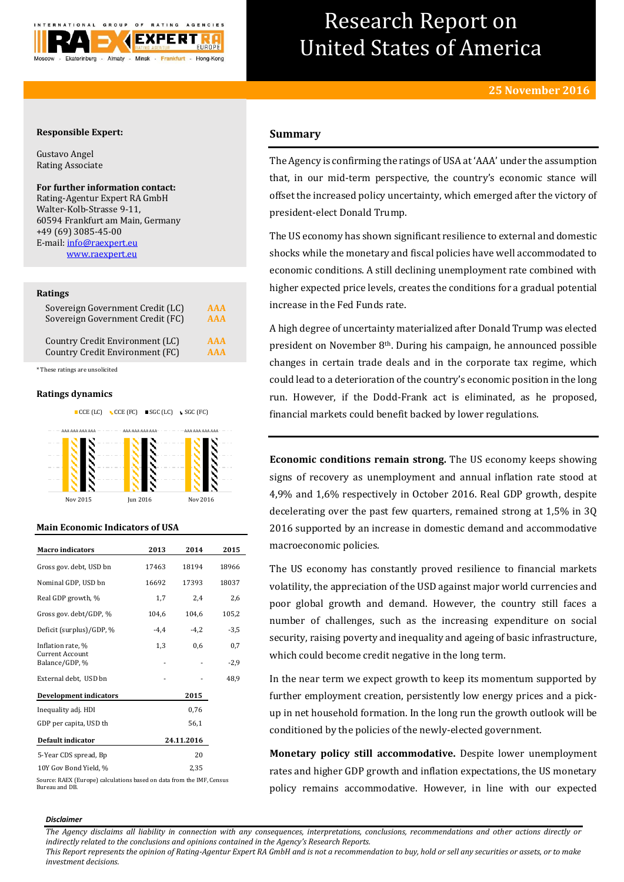# Research Report on United States of America

**25 November 2016**

**Responsible Expert:**

Gustavo Angel
Rating Associate

**For further information contact:**
Rating-Agentur Expert RA GmbH
Walter-Kolb-Strasse 9-11,
60594 Frankfurt am Main, Germany
+49 (69) 3085-45-00
E-mail: info@raexpert.eu
www.raexpert.eu

### Ratings

| | |
|---|---|
| Sovereign Government Credit (LC) | AAA |
| Sovereign Government Credit (FC) | AAA |
| Country Credit Environment (LC) | AAA |
| Country Credit Environment (FC) | AAA |

*These ratings are unsolicited

### Ratings dynamics

CCE (LC) CCE (FC) SGC (LC) SGC (FC)

| | Nov 2015 | Jun 2016 | Nov 2016 |
|---|---|---|---|
| CCE (LC) | AAA | AAA | AAA |
| CCE (FC) | AAA | AAA | AAA |
| SGC (LC) | AAA | AAA | AAA |
| SGC (FC) | AAA | AAA | AAA |

### Main Economic Indicators of USA

| Macro indicators | 2013 | 2014 | 2015 |
|---|---|---|---|
| Gross gov. debt, USD bn | 17463 | 18194 | 18966 |
| Nominal GDP, USD bn | 16692 | 17393 | 18037 |
| Real GDP growth, % | 1,7 | 2,4 | 2,6 |
| Gross gov. debt/GDP, % | 104,6 | 104,6 | 105,2 |
| Deficit (surplus)/GDP, % | -4,4 | -4,2 | -3,5 |
| Inflation rate, % | 1,3 | 0,6 | 0,7 |
| Current Account Balance/GDP, % | - | - | -2,9 |
| External debt, USD bn | - | - | 48,9 |

| Development indicators | 2015 |
|---|---|
| Inequality adj. HDI | 0,76 |
| GDP per capita, USD th | 56,1 |

| Default indicator | 24.11.2016 |
|---|---|
| 5-Year CDS spread, Bp | 20 |
| 10Y Gov Bond Yield, % | 2,35 |

Source: RAEX (Europe) calculations based on data from the IMF, Census Bureau and DB.

## Summary

The Agency is confirming the ratings of USA at 'AAA' under the assumption that, in our mid-term perspective, the country's economic stance will offset the increased policy uncertainty, which emerged after the victory of president-elect Donald Trump.

The US economy has shown significant resilience to external and domestic shocks while the monetary and fiscal policies have well accommodated to economic conditions. A still declining unemployment rate combined with higher expected price levels, creates the conditions for a gradual potential increase in the Fed Funds rate.

A high degree of uncertainty materialized after Donald Trump was elected president on November 8th. During his campaign, he announced possible changes in certain trade deals and in the corporate tax regime, which could lead to a deterioration of the country's economic position in the long run. However, if the Dodd-Frank act is eliminated, as he proposed, financial markets could benefit backed by lower regulations.

**Economic conditions remain strong.** The US economy keeps showing signs of recovery as unemployment and annual inflation rate stood at 4,9% and 1,6% respectively in October 2016. Real GDP growth, despite decelerating over the past few quarters, remained strong at 1,5% in 3Q 2016 supported by an increase in domestic demand and accommodative macroeconomic policies.

The US economy has constantly proved resilience to financial markets volatility, the appreciation of the USD against major world currencies and poor global growth and demand. However, the country still faces a number of challenges, such as the increasing expenditure on social security, raising poverty and inequality and ageing of basic infrastructure, which could become credit negative in the long term.

In the near term we expect growth to keep its momentum supported by further employment creation, persistently low energy prices and a pick-up in net household formation. In the long run the growth outlook will be conditioned by the policies of the newly-elected government.

**Monetary policy still accommodative.** Despite lower unemployment rates and higher GDP growth and inflation expectations, the US monetary policy remains accommodative. However, in line with our expected

*Disclaimer*

*The Agency disclaims all liability in connection with any consequences, interpretations, conclusions, recommendations and other actions directly or indirectly related to the conclusions and opinions contained in the Agency's Research Reports.*
*This Report represents the opinion of Rating-Agentur Expert RA GmbH and is not a recommendation to buy, hold or sell any securities or assets, or to make investment decisions.*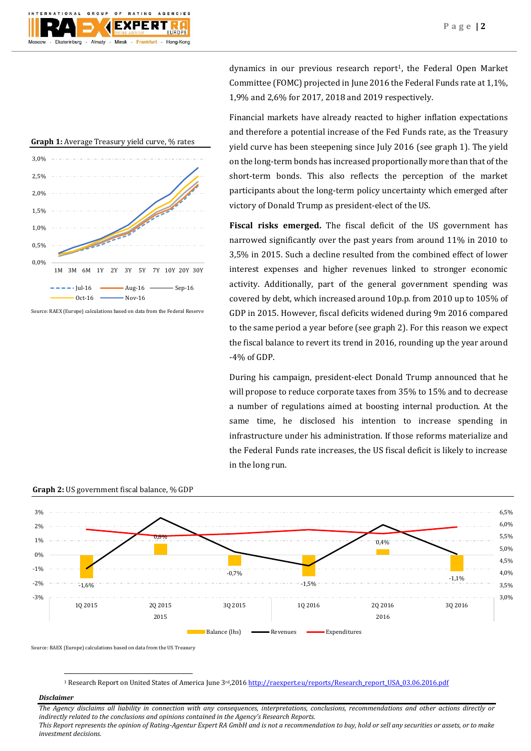dynamics in our previous research report[1], the Federal Open Market Committee (FOMC) projected in June 2016 the Federal Funds rate at 1,1%, 1,9% and 2,6% for 2017, 2018 and 2019 respectively.

**Graph 1:** Average Treasury yield curve, % rates

Source: RAEX (Europe) calculations based on data from the Federal Reserve

Financial markets have already reacted to higher inflation expectations and therefore a potential increase of the Fed Funds rate, as the Treasury yield curve has been steepening since July 2016 (see graph 1). The yield on the long-term bonds has increased proportionally more than that of the short-term bonds. This also reflects the perception of the market participants about the long-term policy uncertainty which emerged after victory of Donald Trump as president-elect of the US.

**Fiscal risks emerged.** The fiscal deficit of the US government has narrowed significantly over the past years from around 11% in 2010 to 3,5% in 2015. Such a decline resulted from the combined effect of lower interest expenses and higher revenues linked to stronger economic activity. Additionally, part of the general government spending was covered by debt, which increased around 10p.p. from 2010 up to 105% of GDP in 2015. However, fiscal deficits widened during 9m 2016 compared to the same period a year before (see graph 2). For this reason we expect the fiscal balance to revert its trend in 2016, rounding up the year around -4% of GDP.

During his campaign, president-elect Donald Trump announced that he will propose to reduce corporate taxes from 35% to 15% and to decrease a number of regulations aimed at boosting internal production. At the same time, he disclosed his intention to increase spending in infrastructure under his administration. If those reforms materialize and the Federal Funds rate increases, the US fiscal deficit is likely to increase in the long run.

**Graph 2:** US government fiscal balance, % GDP

Source: RAEX (Europe) calculations based on data from the US Treasury

[1] Research Report on United States of America June 3rd,2016 http://raexpert.eu/reports/Research_report_USA_03.06.2016.pdf

***Disclaimer***

*The Agency disclaims all liability in connection with any consequences, interpretations, conclusions, recommendations and other actions directly or indirectly related to the conclusions and opinions contained in the Agency's Research Reports.*
*This Report represents the opinion of Rating-Agentur Expert RA GmbH and is not a recommendation to buy, hold or sell any securities or assets, or to make investment decisions.*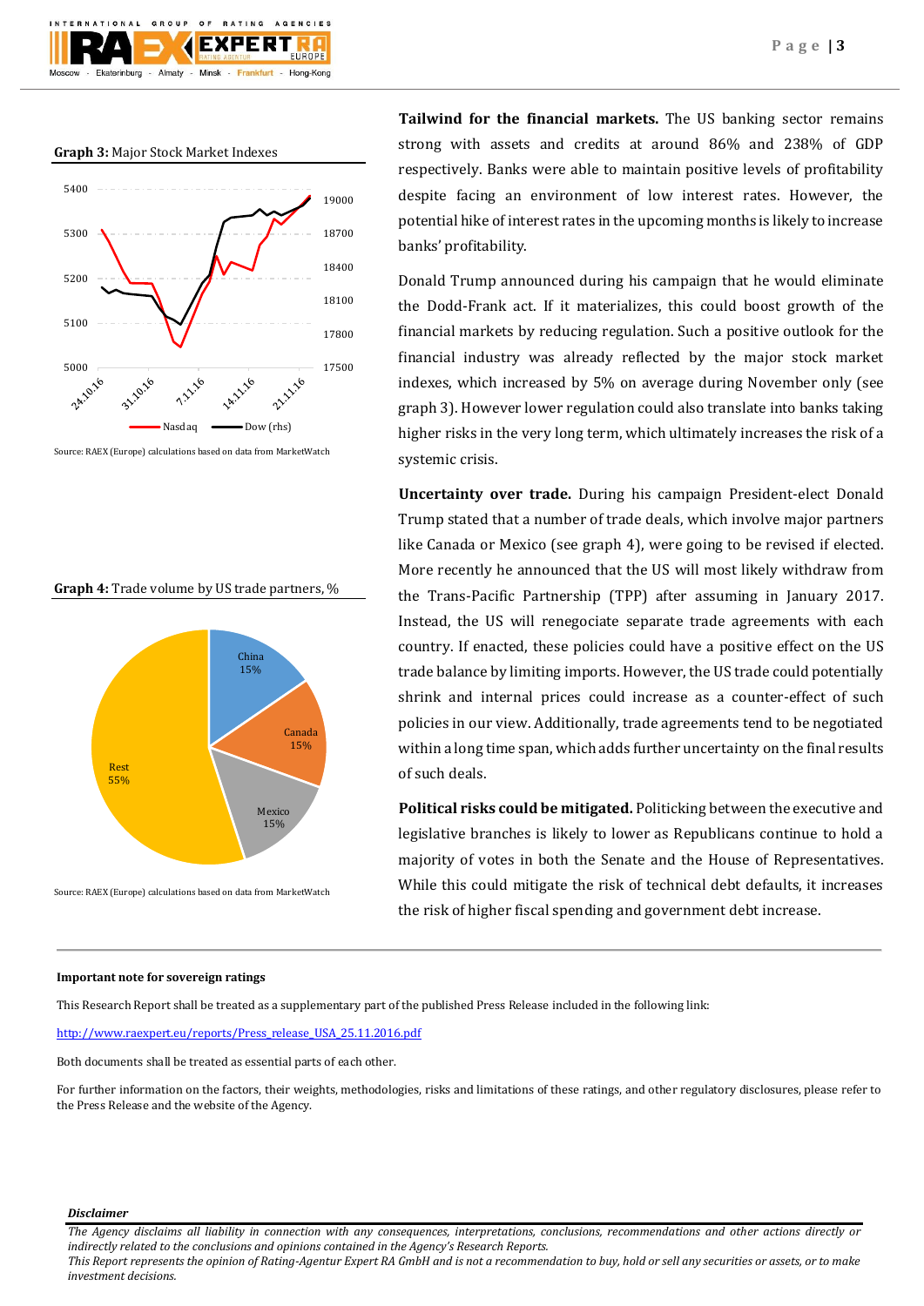**Graph 3:** Major Stock Market Indexes

5400
5300
5200
5100
5000

19000
18700
18400
18100
17800
17500

24.10.16
31.10.16
7.11.16
14.11.16
21.11.16

Nasdaq
Dow (rhs)

Source: RAEX (Europe) calculations based on data from MarketWatch

**Graph 4:** Trade volume by US trade partners, %

China 15%
Canada 15%
Mexico 15%
Rest 55%

Source: RAEX (Europe) calculations based on data from MarketWatch

**Tailwind for the financial markets.** The US banking sector remains strong with assets and credits at around 86% and 238% of GDP respectively. Banks were able to maintain positive levels of profitability despite facing an environment of low interest rates. However, the potential hike of interest rates in the upcoming months is likely to increase banks' profitability.

Donald Trump announced during his campaign that he would eliminate the Dodd-Frank act. If it materializes, this could boost growth of the financial markets by reducing regulation. Such a positive outlook for the financial industry was already reflected by the major stock market indexes, which increased by 5% on average during November only (see graph 3). However lower regulation could also translate into banks taking higher risks in the very long term, which ultimately increases the risk of a systemic crisis.

**Uncertainty over trade.** During his campaign President-elect Donald Trump stated that a number of trade deals, which involve major partners like Canada or Mexico (see graph 4), were going to be revised if elected. More recently he announced that the US will most likely withdraw from the Trans-Pacific Partnership (TPP) after assuming in January 2017. Instead, the US will renegociate separate trade agreements with each country. If enacted, these policies could have a positive effect on the US trade balance by limiting imports. However, the US trade could potentially shrink and internal prices could increase as a counter-effect of such policies in our view. Additionally, trade agreements tend to be negotiated within a long time span, which adds further uncertainty on the final results of such deals.

**Political risks could be mitigated.** Politicking between the executive and legislative branches is likely to lower as Republicans continue to hold a majority of votes in both the Senate and the House of Representatives. While this could mitigate the risk of technical debt defaults, it increases the risk of higher fiscal spending and government debt increase.

**Important note for sovereign ratings**

This Research Report shall be treated as a supplementary part of the published Press Release included in the following link:

http://www.raexpert.eu/reports/Press_release_USA_25.11.2016.pdf

Both documents shall be treated as essential parts of each other.

For further information on the factors, their weights, methodologies, risks and limitations of these ratings, and other regulatory disclosures, please refer to the Press Release and the website of the Agency.

***Disclaimer***

*The Agency disclaims all liability in connection with any consequences, interpretations, conclusions, recommendations and other actions directly or indirectly related to the conclusions and opinions contained in the Agency's Research Reports.*
*This Report represents the opinion of Rating-Agentur Expert RA GmbH and is not a recommendation to buy, hold or sell any securities or assets, or to make investment decisions.*